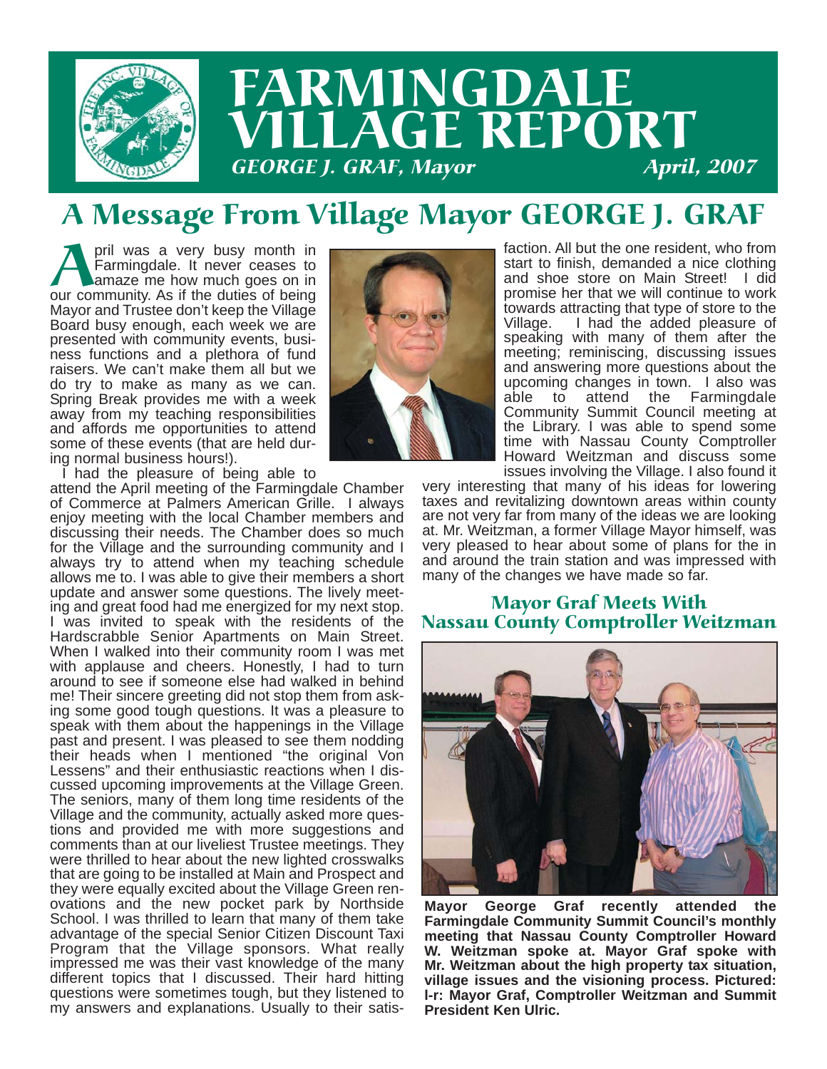# FARMINGDALE VILLAGE REPORT

*GEORGE J. GRAF, Mayor* *April, 2007*

## A Message From Village Mayor GEORGE J. GRAF

April was a very busy month in Farmingdale. It never ceases to amaze me how much goes on in our community. As if the duties of being Mayor and Trustee don't keep the Village Board busy enough, each week we are presented with community events, business functions and a plethora of fund raisers. We can't make them all but we do try to make as many as we can. Spring Break provides me with a week away from my teaching responsibilities and affords me opportunities to attend some of these events (that are held during normal business hours!).

I had the pleasure of being able to attend the April meeting of the Farmingdale Chamber of Commerce at Palmers American Grille. I always enjoy meeting with the local Chamber members and discussing their needs. The Chamber does so much for the Village and the surrounding community and I always try to attend when my teaching schedule allows me to. I was able to give their members a short update and answer some questions. The lively meeting and great food had me energized for my next stop. I was invited to speak with the residents of the Hardscrabble Senior Apartments on Main Street. When I walked into their community room I was met with applause and cheers. Honestly, I had to turn around to see if someone else had walked in behind me! Their sincere greeting did not stop them from asking some good tough questions. It was a pleasure to speak with them about the happenings in the Village past and present. I was pleased to see them nodding their heads when I mentioned "the original Von Lessens" and their enthusiastic reactions when I discussed upcoming improvements at the Village Green. The seniors, many of them long time residents of the Village and the community, actually asked more questions and provided me with more suggestions and comments than at our liveliest Trustee meetings. They were thrilled to hear about the new lighted crosswalks that are going to be installed at Main and Prospect and they were equally excited about the Village Green renovations and the new pocket park by Northside School. I was thrilled to learn that many of them take advantage of the special Senior Citizen Discount Taxi Program that the Village sponsors. What really impressed me was their vast knowledge of the many different topics that I discussed. Their hard hitting questions were sometimes tough, but they listened to my answers and explanations. Usually to their satisfaction. All but the one resident, who from start to finish, demanded a nice clothing and shoe store on Main Street! I did promise her that we will continue to work towards attracting that type of store to the Village. I had the added pleasure of speaking with many of them after the meeting; reminiscing, discussing issues and answering more questions about the upcoming changes in town. I also was able to attend the Farmingdale Community Summit Council meeting at the Library. I was able to spend some time with Nassau County Comptroller Howard Weitzman and discuss some issues involving the Village. I also found it very interesting that many of his ideas for lowering taxes and revitalizing downtown areas within county are not very far from many of the ideas we are looking at. Mr. Weitzman, a former Village Mayor himself, was very pleased to hear about some of plans for the in and around the train station and was impressed with many of the changes we have made so far.

### Mayor Graf Meets With Nassau County Comptroller Weitzman

**Mayor George Graf recently attended the Farmingdale Community Summit Council's monthly meeting that Nassau County Comptroller Howard W. Weitzman spoke at. Mayor Graf spoke with Mr. Weitzman about the high property tax situation, village issues and the visioning process. Pictured: l-r: Mayor Graf, Comptroller Weitzman and Summit President Ken Ulric.**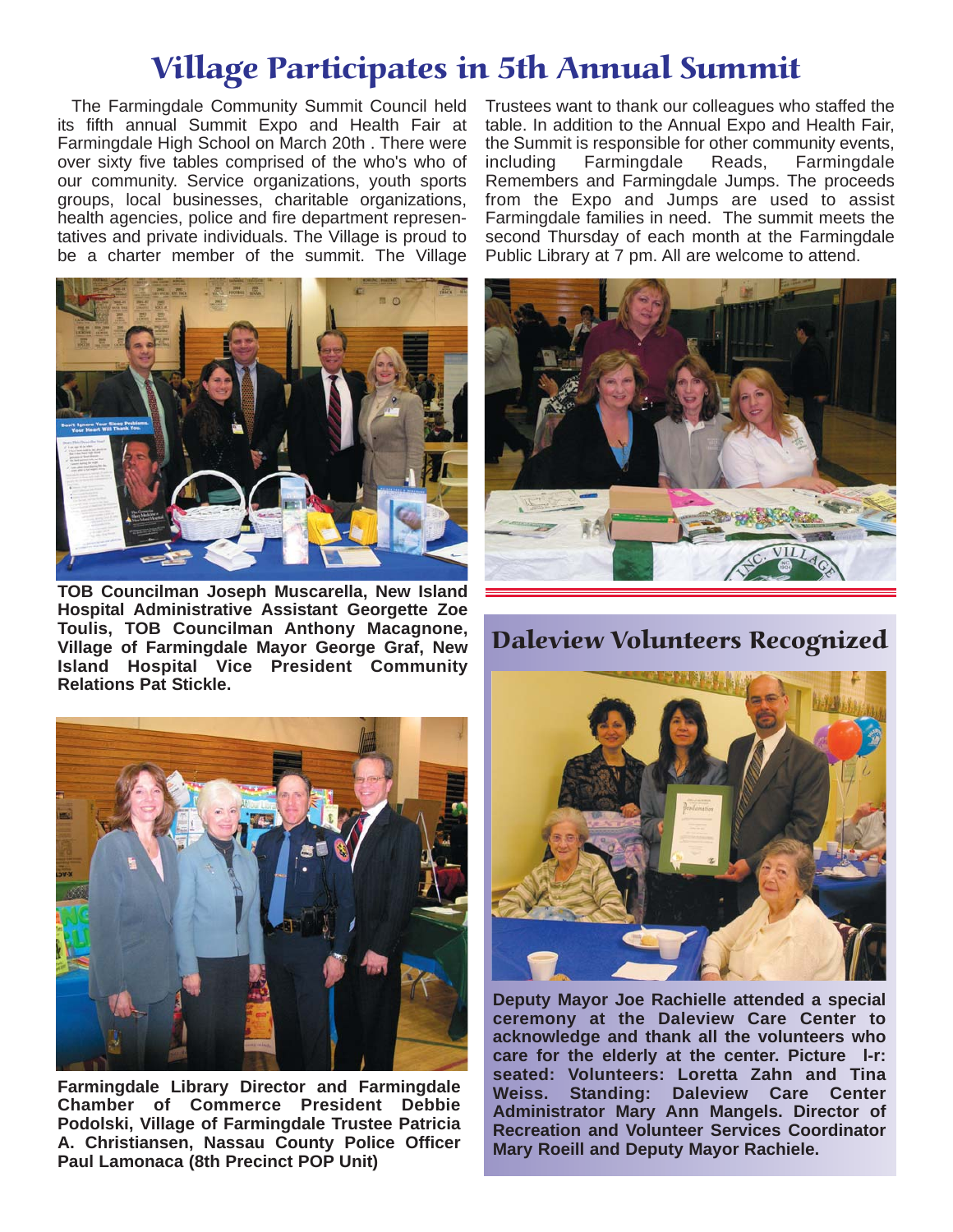# Village Participates in 5th Annual Summit

The Farmingdale Community Summit Council held its fifth annual Summit Expo and Health Fair at Farmingdale High School on March 20th . There were over sixty five tables comprised of the who's who of our community. Service organizations, youth sports groups, local businesses, charitable organizations, health agencies, police and fire department representatives and private individuals. The Village is proud to be a charter member of the summit. The Village Trustees want to thank our colleagues who staffed the table. In addition to the Annual Expo and Health Fair, the Summit is responsible for other community events, including Farmingdale Reads, Farmingdale Remembers and Farmingdale Jumps. The proceeds from the Expo and Jumps are used to assist Farmingdale families in need. The summit meets the second Thursday of each month at the Farmingdale Public Library at 7 pm. All are welcome to attend.

**TOB Councilman Joseph Muscarella, New Island Hospital Administrative Assistant Georgette Zoe Toulis, TOB Councilman Anthony Macagnone, Village of Farmingdale Mayor George Graf, New Island Hospital Vice President Community Relations Pat Stickle.**

**Farmingdale Library Director and Farmingdale Chamber of Commerce President Debbie Podolski, Village of Farmingdale Trustee Patricia A. Christiansen, Nassau County Police Officer Paul Lamonaca (8th Precinct POP Unit)**

## Daleview Volunteers Recognized

**Deputy Mayor Joe Rachielle attended a special ceremony at the Daleview Care Center to acknowledge and thank all the volunteers who care for the elderly at the center. Picture l-r: seated: Volunteers: Loretta Zahn and Tina Weiss. Standing: Daleview Care Center Administrator Mary Ann Mangels. Director of Recreation and Volunteer Services Coordinator Mary Roeill and Deputy Mayor Rachiele.**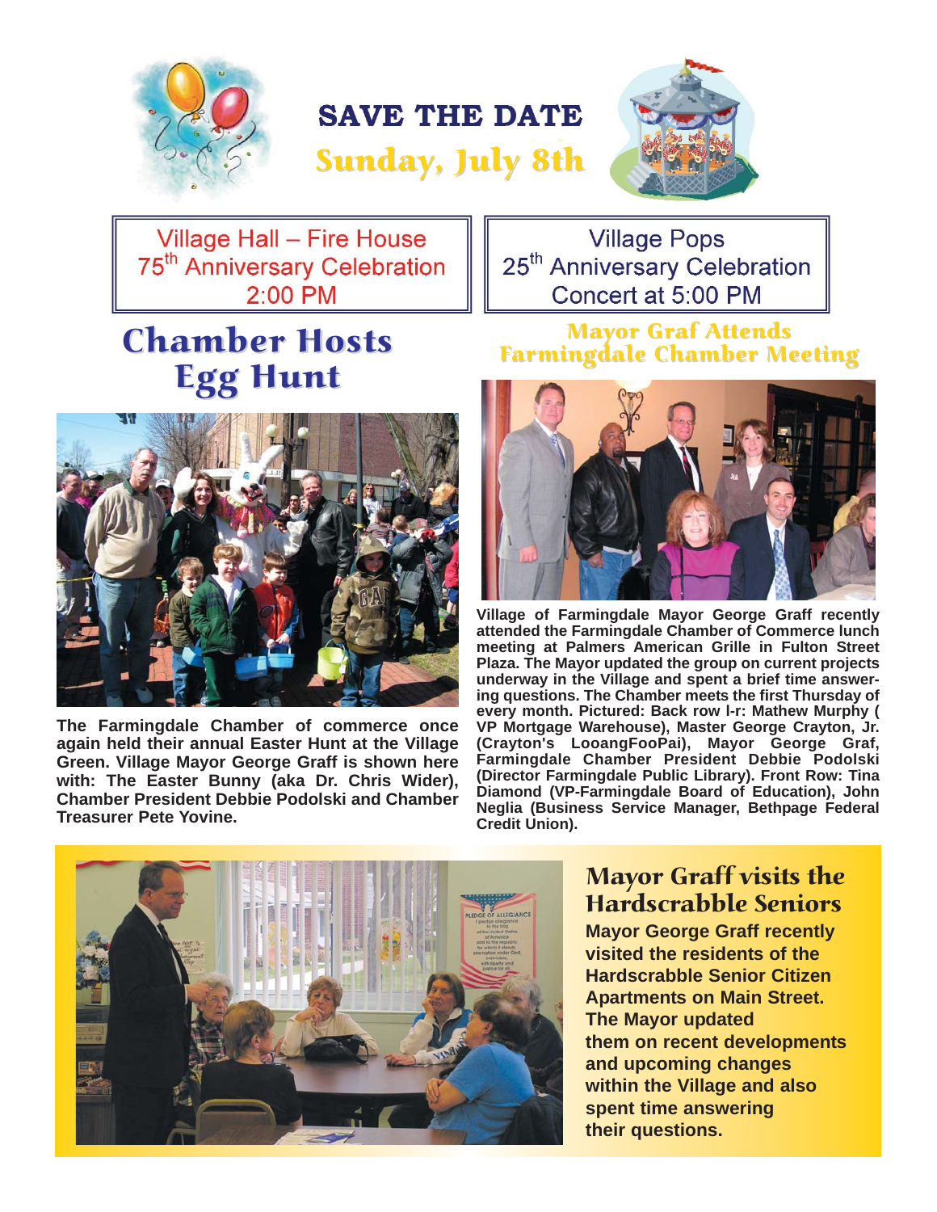# SAVE THE DATE

## Sunday, July 8th

Village Hall – Fire House
75th Anniversary Celebration
2:00 PM

Village Pops
25th Anniversary Celebration
Concert at 5:00 PM

## Chamber Hosts Egg Hunt

**The Farmingdale Chamber of commerce once again held their annual Easter Hunt at the Village Green. Village Mayor George Graff is shown here with: The Easter Bunny (aka Dr. Chris Wider), Chamber President Debbie Podolski and Chamber Treasurer Pete Yovine.**

## Mayor Graf Attends Farmingdale Chamber Meeting

**Village of Farmingdale Mayor George Graff recently attended the Farmingdale Chamber of Commerce lunch meeting at Palmers American Grille in Fulton Street Plaza. The Mayor updated the group on current projects underway in the Village and spent a brief time answering questions. The Chamber meets the first Thursday of every month. Pictured: Back row l-r: Mathew Murphy ( VP Mortgage Warehouse), Master George Crayton, Jr. (Crayton's LooangFooPai), Mayor George Graf, Farmingdale Chamber President Debbie Podolski (Director Farmingdale Public Library). Front Row: Tina Diamond (VP-Farmingdale Board of Education), John Neglia (Business Service Manager, Bethpage Federal Credit Union).**

## Mayor Graff visits the Hardscrabble Seniors

**Mayor George Graff recently visited the residents of the Hardscrabble Senior Citizen Apartments on Main Street. The Mayor updated them on recent developments and upcoming changes within the Village and also spent time answering their questions.**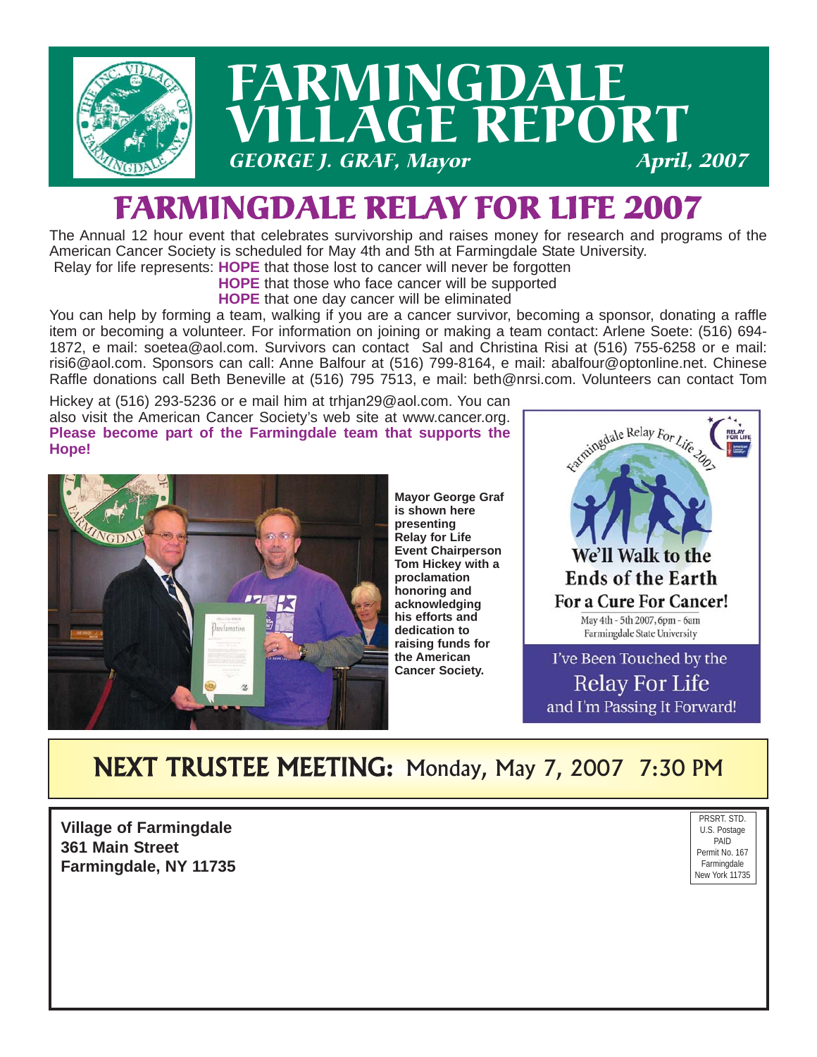# FARMINGDALE VILLAGE REPORT

*GEORGE J. GRAF, Mayor* *April, 2007*

## FARMINGDALE RELAY FOR LIFE 2007

The Annual 12 hour event that celebrates survivorship and raises money for research and programs of the American Cancer Society is scheduled for May 4th and 5th at Farmingdale State University.

Relay for life represents: **HOPE** that those lost to cancer will never be forgotten

**HOPE** that those who face cancer will be supported

**HOPE** that one day cancer will be eliminated

You can help by forming a team, walking if you are a cancer survivor, becoming a sponsor, donating a raffle item or becoming a volunteer. For information on joining or making a team contact: Arlene Soete: (516) 694-1872, e mail: soetea@aol.com. Survivors can contact Sal and Christina Risi at (516) 755-6258 or e mail: risi6@aol.com. Sponsors can call: Anne Balfour at (516) 799-8164, e mail: abalfour@optonline.net. Chinese Raffle donations call Beth Beneville at (516) 795 7513, e mail: beth@nrsi.com. Volunteers can contact Tom Hickey at (516) 293-5236 or e mail him at trhjan29@aol.com. You can also visit the American Cancer Society's web site at www.cancer.org. **Please become part of the Farmingdale team that supports the Hope!**

**Mayor George Graf is shown here presenting Relay for Life Event Chairperson Tom Hickey with a proclamation honoring and acknowledging his efforts and dedication to raising funds for the American Cancer Society.**

Farmingdale Relay For Life 2007

RELAY FOR LIFE

We'll Walk to the Ends of the Earth For a Cure For Cancer!

May 4th - 5th 2007, 6pm - 6am
Farmingdale State University

I've Been Touched by the Relay For Life and I'm Passing It Forward!

## NEXT TRUSTEE MEETING: Monday, May 7, 2007 7:30 PM

**Village of Farmingdale**
**361 Main Street**
**Farmingdale, NY 11735**

PRSRT. STD.
U.S. Postage
PAID
Permit No. 167
Farmingdale
New York 11735